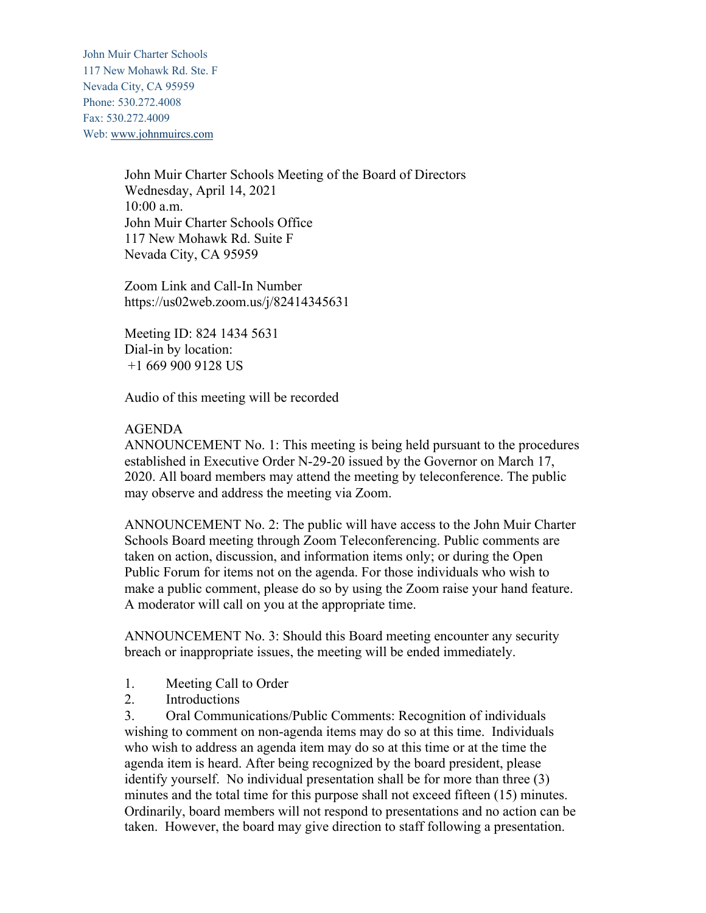John Muir Charter Schools
117 New Mohawk Rd. Ste. F
Nevada City, CA 95959
Phone: 530.272.4008
Fax: 530.272.4009
Web: www.johnmuircs.com

John Muir Charter Schools Meeting of the Board of Directors
Wednesday, April 14, 2021
10:00 a.m.
John Muir Charter Schools Office
117 New Mohawk Rd. Suite F
Nevada City, CA 95959

Zoom Link and Call-In Number
https://us02web.zoom.us/j/82414345631

Meeting ID: 824 1434 5631
Dial-in by location:
+1 669 900 9128 US

Audio of this meeting will be recorded

AGENDA

ANNOUNCEMENT No. 1: This meeting is being held pursuant to the procedures established in Executive Order N-29-20 issued by the Governor on March 17, 2020. All board members may attend the meeting by teleconference. The public may observe and address the meeting via Zoom.

ANNOUNCEMENT No. 2: The public will have access to the John Muir Charter Schools Board meeting through Zoom Teleconferencing. Public comments are taken on action, discussion, and information items only; or during the Open Public Forum for items not on the agenda. For those individuals who wish to make a public comment, please do so by using the Zoom raise your hand feature. A moderator will call on you at the appropriate time.

ANNOUNCEMENT No. 3: Should this Board meeting encounter any security breach or inappropriate issues, the meeting will be ended immediately.

1. Meeting Call to Order
2. Introductions
3. Oral Communications/Public Comments: Recognition of individuals wishing to comment on non-agenda items may do so at this time. Individuals who wish to address an agenda item may do so at this time or at the time the agenda item is heard. After being recognized by the board president, please identify yourself. No individual presentation shall be for more than three (3) minutes and the total time for this purpose shall not exceed fifteen (15) minutes. Ordinarily, board members will not respond to presentations and no action can be taken. However, the board may give direction to staff following a presentation.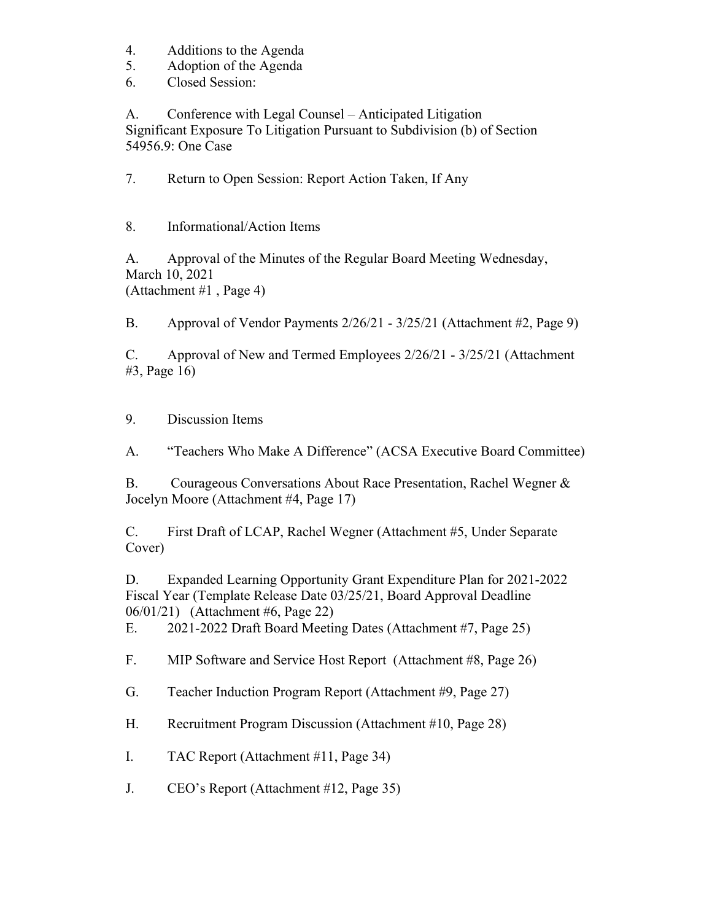4. Additions to the Agenda
5. Adoption of the Agenda
6. Closed Session:

A. Conference with Legal Counsel – Anticipated Litigation
Significant Exposure To Litigation Pursuant to Subdivision (b) of Section 54956.9: One Case

7. Return to Open Session: Report Action Taken, If Any

8. Informational/Action Items

A. Approval of the Minutes of the Regular Board Meeting Wednesday, March 10, 2021
(Attachment #1 , Page 4)

B. Approval of Vendor Payments 2/26/21 - 3/25/21 (Attachment #2, Page 9)

C. Approval of New and Termed Employees 2/26/21 - 3/25/21 (Attachment #3, Page 16)

9. Discussion Items

A. "Teachers Who Make A Difference" (ACSA Executive Board Committee)

B. Courageous Conversations About Race Presentation, Rachel Wegner & Jocelyn Moore (Attachment #4, Page 17)

C. First Draft of LCAP, Rachel Wegner (Attachment #5, Under Separate Cover)

D. Expanded Learning Opportunity Grant Expenditure Plan for 2021-2022 Fiscal Year (Template Release Date 03/25/21, Board Approval Deadline 06/01/21) (Attachment #6, Page 22)

E. 2021-2022 Draft Board Meeting Dates (Attachment #7, Page 25)

F. MIP Software and Service Host Report (Attachment #8, Page 26)

G. Teacher Induction Program Report (Attachment #9, Page 27)

H. Recruitment Program Discussion (Attachment #10, Page 28)

I. TAC Report (Attachment #11, Page 34)

J. CEO's Report (Attachment #12, Page 35)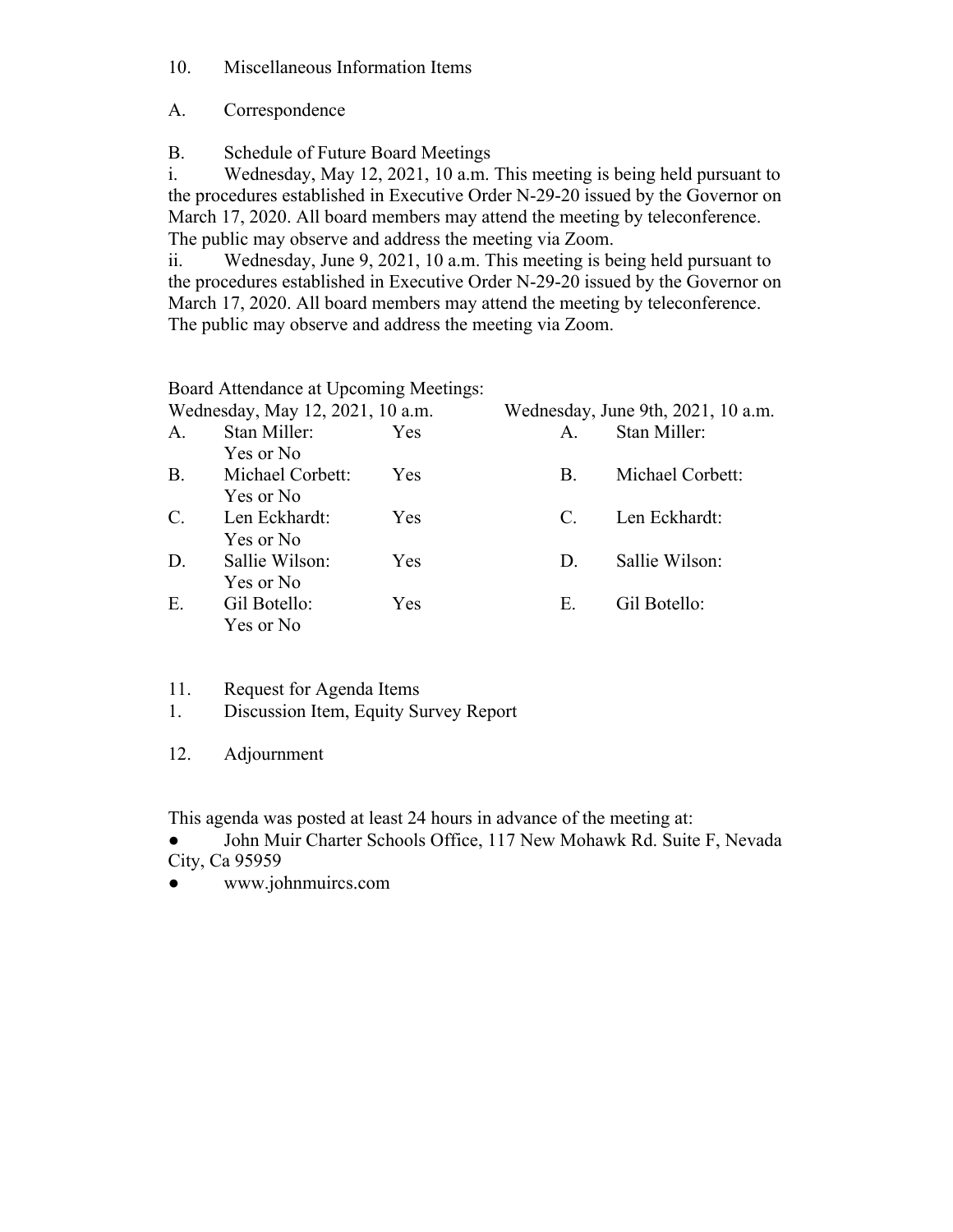10. Miscellaneous Information Items

A. Correspondence

B. Schedule of Future Board Meetings

i. Wednesday, May 12, 2021, 10 a.m. This meeting is being held pursuant to the procedures established in Executive Order N-29-20 issued by the Governor on March 17, 2020. All board members may attend the meeting by teleconference. The public may observe and address the meeting via Zoom.

ii. Wednesday, June 9, 2021, 10 a.m. This meeting is being held pursuant to the procedures established in Executive Order N-29-20 issued by the Governor on March 17, 2020. All board members may attend the meeting by teleconference. The public may observe and address the meeting via Zoom.

Board Attendance at Upcoming Meetings:

| Wednesday, May 12, 2021, 10 a.m. | | | Wednesday, June 9th, 2021, 10 a.m. | |
|---|---|---|---|---|
| A. | Stan Miller: Yes or No | Yes | A. | Stan Miller: |
| B. | Michael Corbett: Yes or No | Yes | B. | Michael Corbett: |
| C. | Len Eckhardt: Yes or No | Yes | C. | Len Eckhardt: |
| D. | Sallie Wilson: Yes or No | Yes | D. | Sallie Wilson: |
| E. | Gil Botello: Yes or No | Yes | E. | Gil Botello: |

11. Request for Agenda Items
1. Discussion Item, Equity Survey Report

12. Adjournment

This agenda was posted at least 24 hours in advance of the meeting at:

- John Muir Charter Schools Office, 117 New Mohawk Rd. Suite F, Nevada City, Ca 95959
- www.johnmuircs.com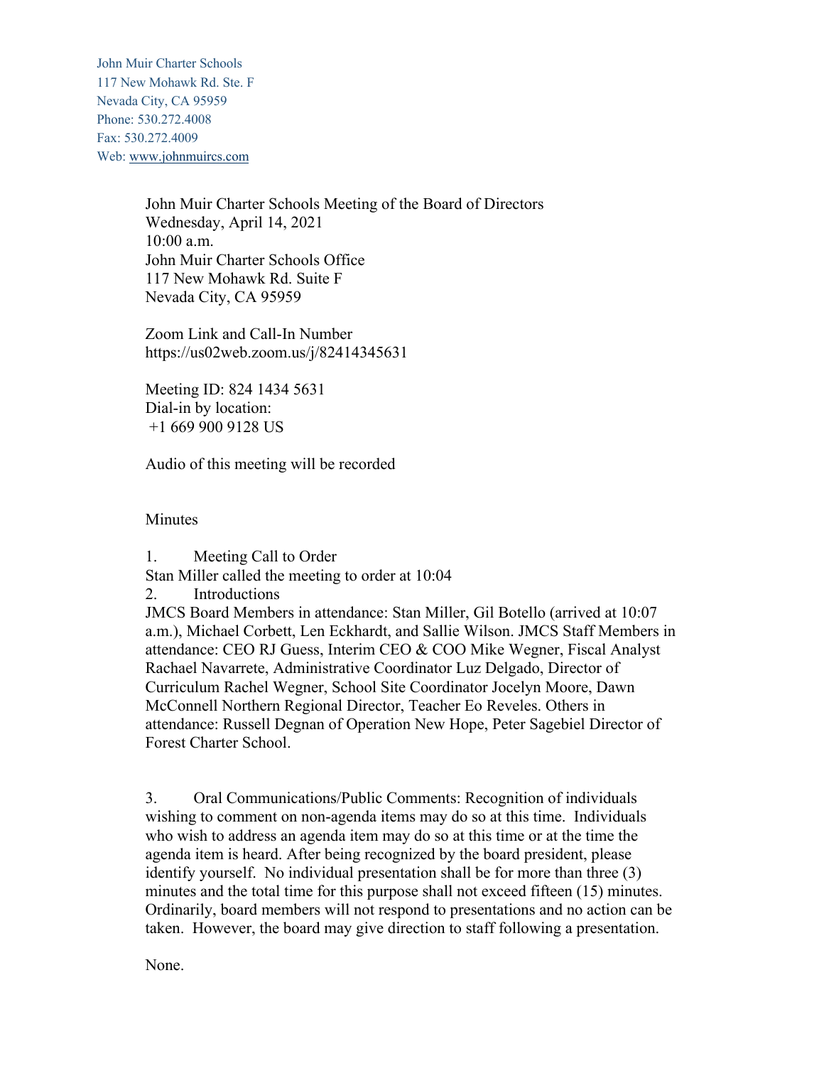John Muir Charter Schools
117 New Mohawk Rd. Ste. F
Nevada City, CA 95959
Phone: 530.272.4008
Fax: 530.272.4009
Web: www.johnmuircs.com

John Muir Charter Schools Meeting of the Board of Directors
Wednesday, April 14, 2021
10:00 a.m.
John Muir Charter Schools Office
117 New Mohawk Rd. Suite F
Nevada City, CA 95959

Zoom Link and Call-In Number
https://us02web.zoom.us/j/82414345631

Meeting ID: 824 1434 5631
Dial-in by location:
+1 669 900 9128 US

Audio of this meeting will be recorded

Minutes

1. Meeting Call to Order
Stan Miller called the meeting to order at 10:04
2. Introductions
JMCS Board Members in attendance: Stan Miller, Gil Botello (arrived at 10:07 a.m.), Michael Corbett, Len Eckhardt, and Sallie Wilson. JMCS Staff Members in attendance: CEO RJ Guess, Interim CEO & COO Mike Wegner, Fiscal Analyst Rachael Navarrete, Administrative Coordinator Luz Delgado, Director of Curriculum Rachel Wegner, School Site Coordinator Jocelyn Moore, Dawn McConnell Northern Regional Director, Teacher Eo Reveles. Others in attendance: Russell Degnan of Operation New Hope, Peter Sagebiel Director of Forest Charter School.

3. Oral Communications/Public Comments: Recognition of individuals wishing to comment on non-agenda items may do so at this time. Individuals who wish to address an agenda item may do so at this time or at the time the agenda item is heard. After being recognized by the board president, please identify yourself. No individual presentation shall be for more than three (3) minutes and the total time for this purpose shall not exceed fifteen (15) minutes. Ordinarily, board members will not respond to presentations and no action can be taken. However, the board may give direction to staff following a presentation.

None.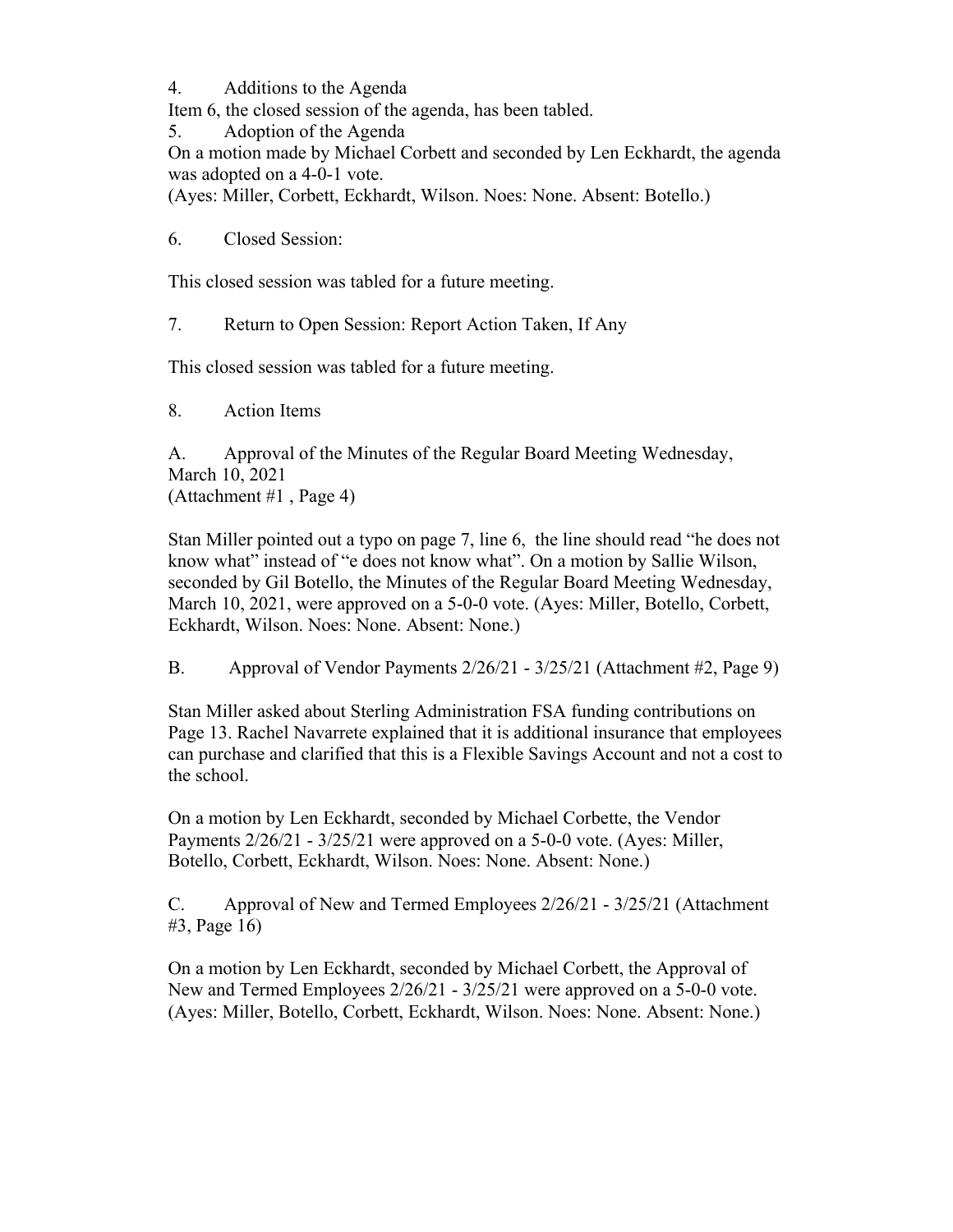4. Additions to the Agenda

Item 6, the closed session of the agenda, has been tabled.

5. Adoption of the Agenda

On a motion made by Michael Corbett and seconded by Len Eckhardt, the agenda was adopted on a 4-0-1 vote.
(Ayes: Miller, Corbett, Eckhardt, Wilson. Noes: None. Absent: Botello.)

6. Closed Session:

This closed session was tabled for a future meeting.

7. Return to Open Session: Report Action Taken, If Any

This closed session was tabled for a future meeting.

8. Action Items

A. Approval of the Minutes of the Regular Board Meeting Wednesday, March 10, 2021
(Attachment #1 , Page 4)

Stan Miller pointed out a typo on page 7, line 6, the line should read "he does not know what" instead of "e does not know what". On a motion by Sallie Wilson, seconded by Gil Botello, the Minutes of the Regular Board Meeting Wednesday, March 10, 2021, were approved on a 5-0-0 vote. (Ayes: Miller, Botello, Corbett, Eckhardt, Wilson. Noes: None. Absent: None.)

B. Approval of Vendor Payments 2/26/21 - 3/25/21 (Attachment #2, Page 9)

Stan Miller asked about Sterling Administration FSA funding contributions on Page 13. Rachel Navarrete explained that it is additional insurance that employees can purchase and clarified that this is a Flexible Savings Account and not a cost to the school.

On a motion by Len Eckhardt, seconded by Michael Corbette, the Vendor Payments 2/26/21 - 3/25/21 were approved on a 5-0-0 vote. (Ayes: Miller, Botello, Corbett, Eckhardt, Wilson. Noes: None. Absent: None.)

C. Approval of New and Termed Employees 2/26/21 - 3/25/21 (Attachment #3, Page 16)

On a motion by Len Eckhardt, seconded by Michael Corbett, the Approval of New and Termed Employees 2/26/21 - 3/25/21 were approved on a 5-0-0 vote. (Ayes: Miller, Botello, Corbett, Eckhardt, Wilson. Noes: None. Absent: None.)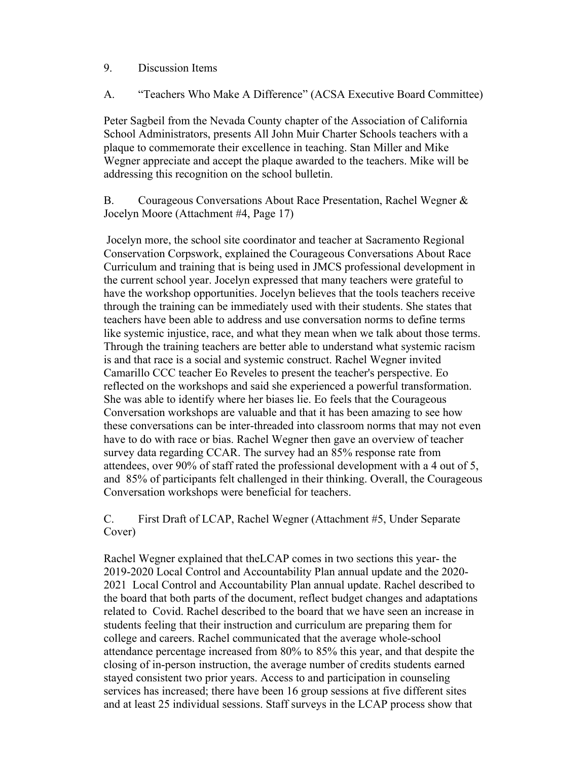9. Discussion Items

A. "Teachers Who Make A Difference" (ACSA Executive Board Committee)

Peter Sagbeil from the Nevada County chapter of the Association of California School Administrators, presents All John Muir Charter Schools teachers with a plaque to commemorate their excellence in teaching. Stan Miller and Mike Wegner appreciate and accept the plaque awarded to the teachers. Mike will be addressing this recognition on the school bulletin.

B. Courageous Conversations About Race Presentation, Rachel Wegner & Jocelyn Moore (Attachment #4, Page 17)

Jocelyn more, the school site coordinator and teacher at Sacramento Regional Conservation Corpswork, explained the Courageous Conversations About Race Curriculum and training that is being used in JMCS professional development in the current school year. Jocelyn expressed that many teachers were grateful to have the workshop opportunities. Jocelyn believes that the tools teachers receive through the training can be immediately used with their students. She states that teachers have been able to address and use conversation norms to define terms like systemic injustice, race, and what they mean when we talk about those terms. Through the training teachers are better able to understand what systemic racism is and that race is a social and systemic construct. Rachel Wegner invited Camarillo CCC teacher Eo Reveles to present the teacher's perspective. Eo reflected on the workshops and said she experienced a powerful transformation. She was able to identify where her biases lie. Eo feels that the Courageous Conversation workshops are valuable and that it has been amazing to see how these conversations can be inter-threaded into classroom norms that may not even have to do with race or bias. Rachel Wegner then gave an overview of teacher survey data regarding CCAR. The survey had an 85% response rate from attendees, over 90% of staff rated the professional development with a 4 out of 5, and 85% of participants felt challenged in their thinking. Overall, the Courageous Conversation workshops were beneficial for teachers.

C. First Draft of LCAP, Rachel Wegner (Attachment #5, Under Separate Cover)

Rachel Wegner explained that theLCAP comes in two sections this year- the 2019-2020 Local Control and Accountability Plan annual update and the 2020-2021 Local Control and Accountability Plan annual update. Rachel described to the board that both parts of the document, reflect budget changes and adaptations related to Covid. Rachel described to the board that we have seen an increase in students feeling that their instruction and curriculum are preparing them for college and careers. Rachel communicated that the average whole-school attendance percentage increased from 80% to 85% this year, and that despite the closing of in-person instruction, the average number of credits students earned stayed consistent two prior years. Access to and participation in counseling services has increased; there have been 16 group sessions at five different sites and at least 25 individual sessions. Staff surveys in the LCAP process show that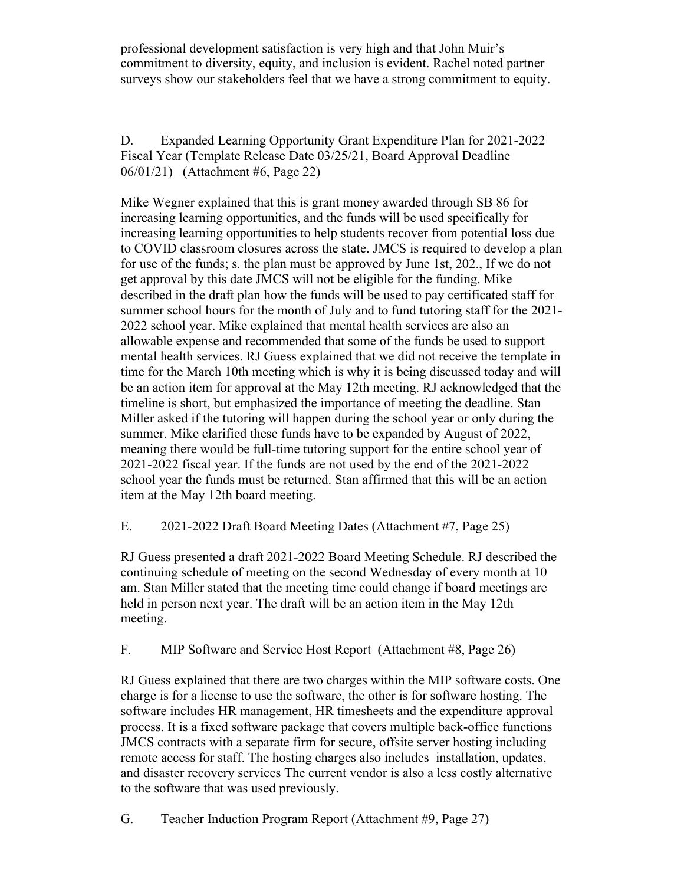professional development satisfaction is very high and that John Muir's commitment to diversity, equity, and inclusion is evident. Rachel noted partner surveys show our stakeholders feel that we have a strong commitment to equity.

D. Expanded Learning Opportunity Grant Expenditure Plan for 2021-2022 Fiscal Year (Template Release Date 03/25/21, Board Approval Deadline 06/01/21) (Attachment #6, Page 22)

Mike Wegner explained that this is grant money awarded through SB 86 for increasing learning opportunities, and the funds will be used specifically for increasing learning opportunities to help students recover from potential loss due to COVID classroom closures across the state. JMCS is required to develop a plan for use of the funds; s. the plan must be approved by June 1st, 202., If we do not get approval by this date JMCS will not be eligible for the funding. Mike described in the draft plan how the funds will be used to pay certificated staff for summer school hours for the month of July and to fund tutoring staff for the 2021-2022 school year. Mike explained that mental health services are also an allowable expense and recommended that some of the funds be used to support mental health services. RJ Guess explained that we did not receive the template in time for the March 10th meeting which is why it is being discussed today and will be an action item for approval at the May 12th meeting. RJ acknowledged that the timeline is short, but emphasized the importance of meeting the deadline. Stan Miller asked if the tutoring will happen during the school year or only during the summer. Mike clarified these funds have to be expanded by August of 2022, meaning there would be full-time tutoring support for the entire school year of 2021-2022 fiscal year. If the funds are not used by the end of the 2021-2022 school year the funds must be returned. Stan affirmed that this will be an action item at the May 12th board meeting.

E. 2021-2022 Draft Board Meeting Dates (Attachment #7, Page 25)

RJ Guess presented a draft 2021-2022 Board Meeting Schedule. RJ described the continuing schedule of meeting on the second Wednesday of every month at 10 am. Stan Miller stated that the meeting time could change if board meetings are held in person next year. The draft will be an action item in the May 12th meeting.

F. MIP Software and Service Host Report (Attachment #8, Page 26)

RJ Guess explained that there are two charges within the MIP software costs. One charge is for a license to use the software, the other is for software hosting. The software includes HR management, HR timesheets and the expenditure approval process. It is a fixed software package that covers multiple back-office functions JMCS contracts with a separate firm for secure, offsite server hosting including remote access for staff. The hosting charges also includes installation, updates, and disaster recovery services The current vendor is also a less costly alternative to the software that was used previously.

G. Teacher Induction Program Report (Attachment #9, Page 27)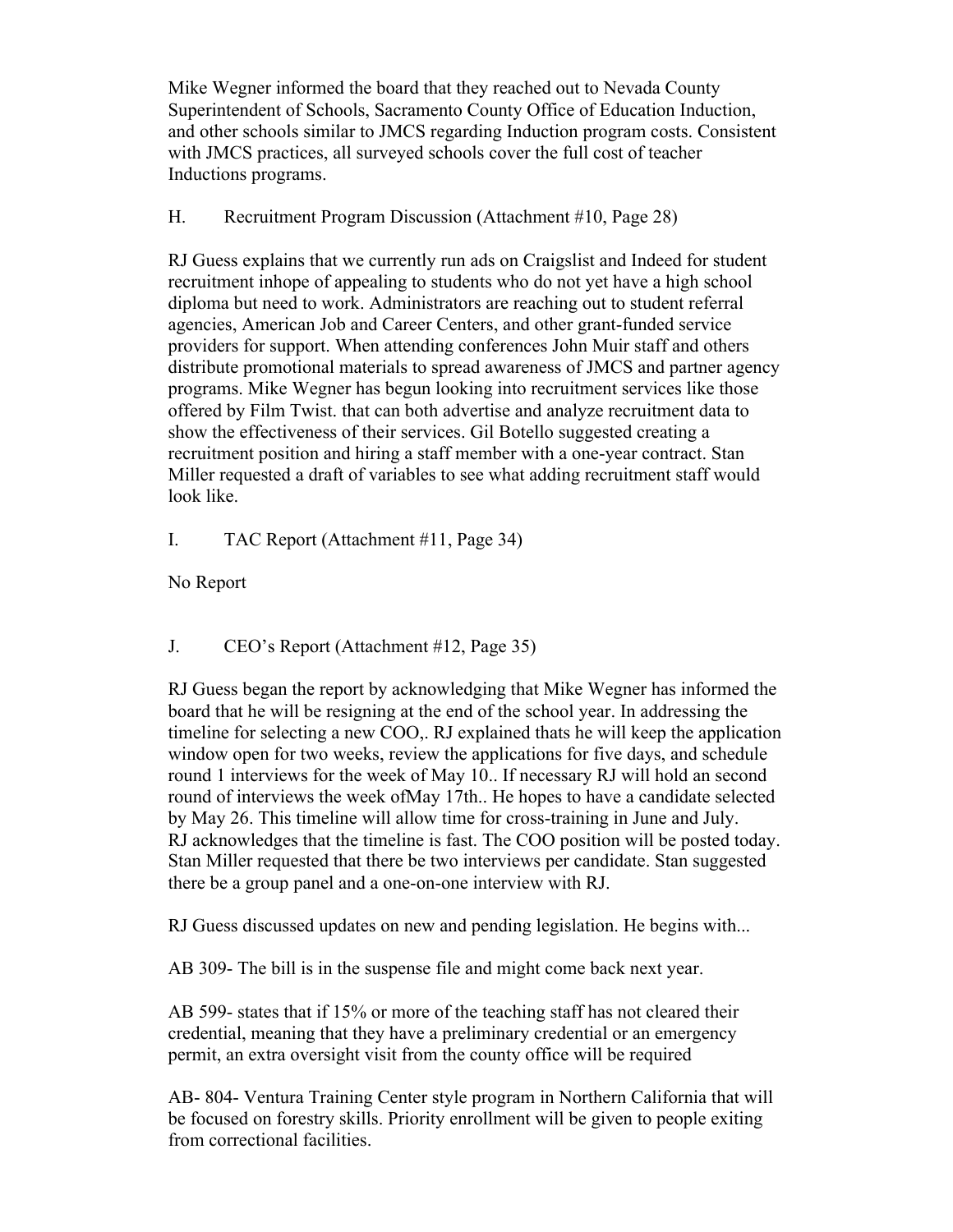Mike Wegner informed the board that they reached out to Nevada County Superintendent of Schools, Sacramento County Office of Education Induction, and other schools similar to JMCS regarding Induction program costs. Consistent with JMCS practices, all surveyed schools cover the full cost of teacher Inductions programs.

H. Recruitment Program Discussion (Attachment #10, Page 28)

RJ Guess explains that we currently run ads on Craigslist and Indeed for student recruitment inhope of appealing to students who do not yet have a high school diploma but need to work. Administrators are reaching out to student referral agencies, American Job and Career Centers, and other grant-funded service providers for support. When attending conferences John Muir staff and others distribute promotional materials to spread awareness of JMCS and partner agency programs. Mike Wegner has begun looking into recruitment services like those offered by Film Twist. that can both advertise and analyze recruitment data to show the effectiveness of their services. Gil Botello suggested creating a recruitment position and hiring a staff member with a one-year contract. Stan Miller requested a draft of variables to see what adding recruitment staff would look like.

I. TAC Report (Attachment #11, Page 34)

No Report

J. CEO's Report (Attachment #12, Page 35)

RJ Guess began the report by acknowledging that Mike Wegner has informed the board that he will be resigning at the end of the school year. In addressing the timeline for selecting a new COO,. RJ explained thats he will keep the application window open for two weeks, review the applications for five days, and schedule round 1 interviews for the week of May 10.. If necessary RJ will hold an second round of interviews the week ofMay 17th.. He hopes to have a candidate selected by May 26. This timeline will allow time for cross-training in June and July. RJ acknowledges that the timeline is fast. The COO position will be posted today. Stan Miller requested that there be two interviews per candidate. Stan suggested there be a group panel and a one-on-one interview with RJ.

RJ Guess discussed updates on new and pending legislation. He begins with...

AB 309- The bill is in the suspense file and might come back next year.

AB 599- states that if 15% or more of the teaching staff has not cleared their credential, meaning that they have a preliminary credential or an emergency permit, an extra oversight visit from the county office will be required

AB- 804- Ventura Training Center style program in Northern California that will be focused on forestry skills. Priority enrollment will be given to people exiting from correctional facilities.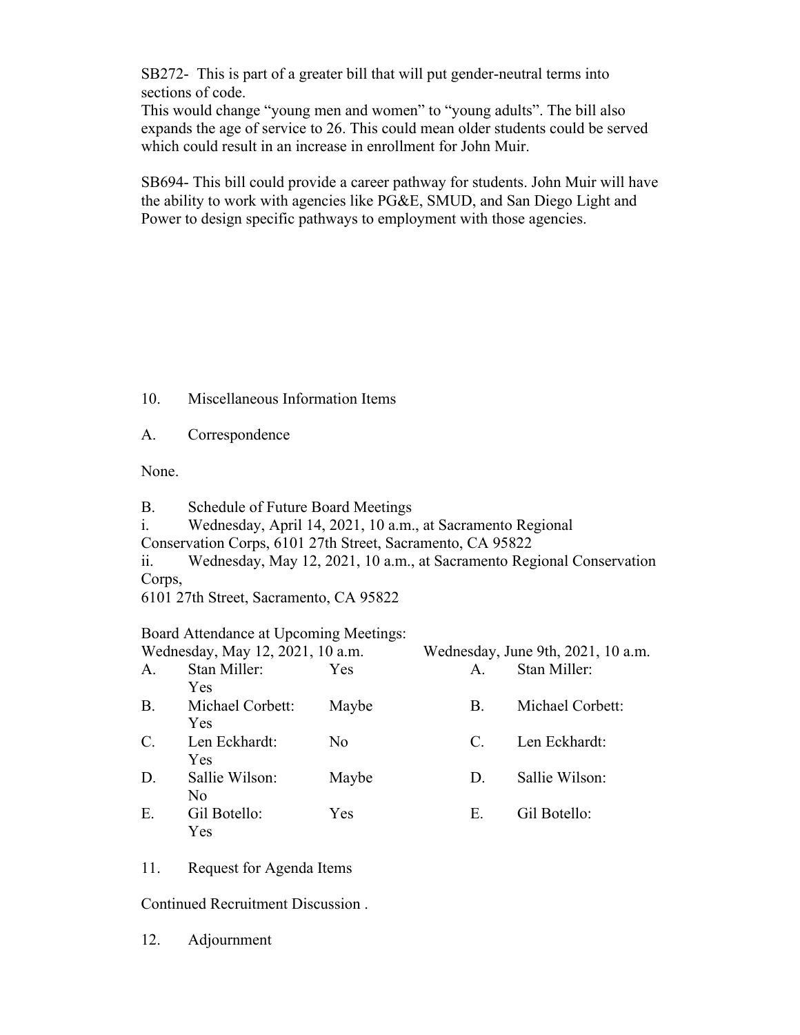SB272- This is part of a greater bill that will put gender-neutral terms into sections of code.
This would change "young men and women" to "young adults". The bill also expands the age of service to 26. This could mean older students could be served which could result in an increase in enrollment for John Muir.

SB694- This bill could provide a career pathway for students. John Muir will have the ability to work with agencies like PG&E, SMUD, and San Diego Light and Power to design specific pathways to employment with those agencies.

10. Miscellaneous Information Items

A. Correspondence

None.

B. Schedule of Future Board Meetings
i. Wednesday, April 14, 2021, 10 a.m., at Sacramento Regional Conservation Corps, 6101 27th Street, Sacramento, CA 95822
ii. Wednesday, May 12, 2021, 10 a.m., at Sacramento Regional Conservation Corps,
6101 27th Street, Sacramento, CA 95822

Board Attendance at Upcoming Meetings:

| Wednesday, May 12, 2021, 10 a.m. | | | Wednesday, June 9th, 2021, 10 a.m. | |
|---|---|---|---|---|
| A. | Stan Miller: Yes | Yes | A. | Stan Miller: |
| B. | Michael Corbett: Yes | Maybe | B. | Michael Corbett: |
| C. | Len Eckhardt: Yes | No | C. | Len Eckhardt: |
| D. | Sallie Wilson: No | Maybe | D. | Sallie Wilson: |
| E. | Gil Botello: Yes | Yes | E. | Gil Botello: |

11. Request for Agenda Items

Continued Recruitment Discussion .

12. Adjournment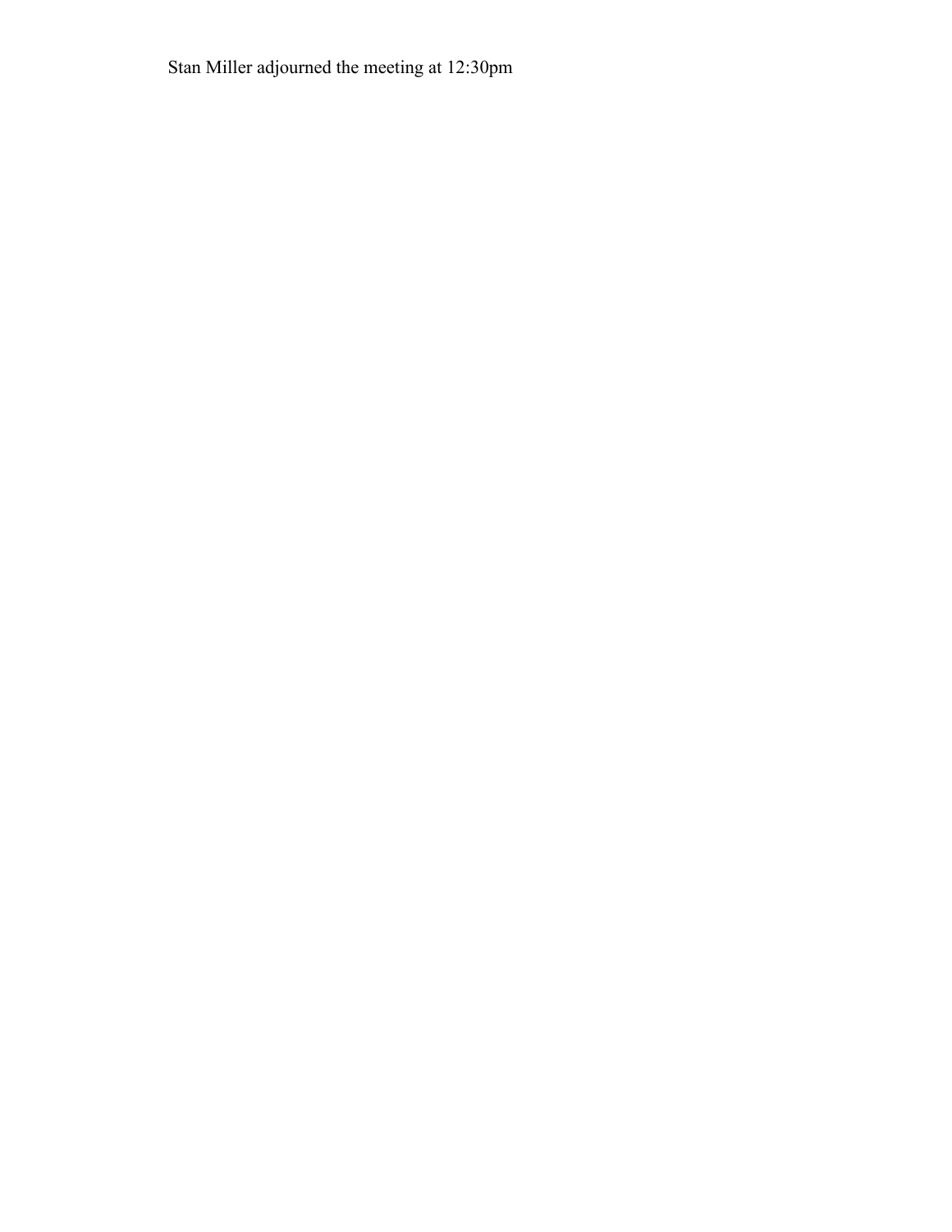Stan Miller adjourned the meeting at 12:30pm